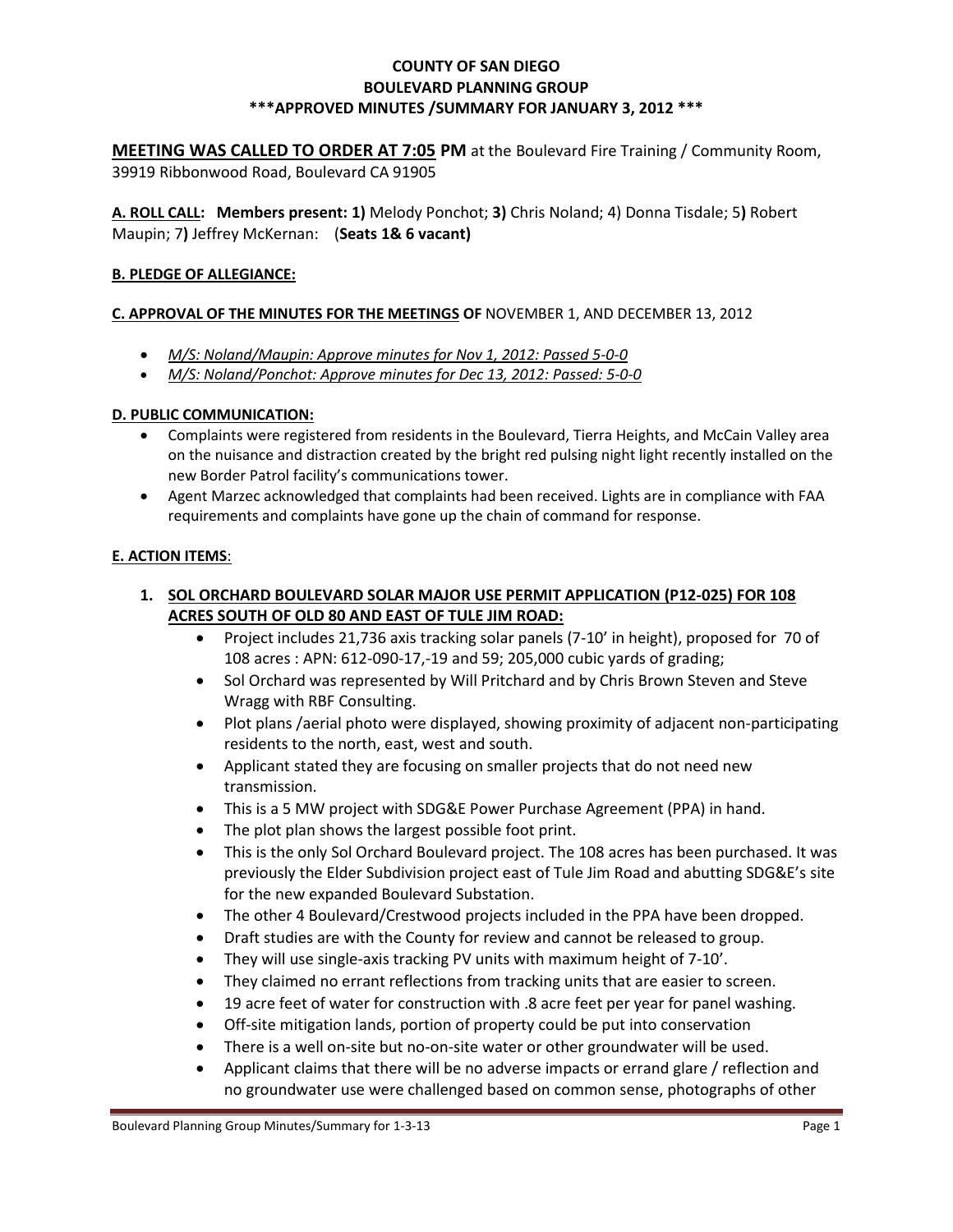**COUNTY OF SAN DIEGO**
**BOULEVARD PLANNING GROUP**
**\*\*\*APPROVED MINUTES /SUMMARY FOR JANUARY 3, 2012 \*\*\***

**MEETING WAS CALLED TO ORDER AT 7:05 PM** at the Boulevard Fire Training / Community Room, 39919 Ribbonwood Road, Boulevard CA 91905

**A. ROLL CALL: Members present: 1)** Melody Ponchot; **3)** Chris Noland; 4) Donna Tisdale; 5**)** Robert Maupin; 7**)** Jeffrey McKernan: (**Seats 1& 6 vacant)**

**B. PLEDGE OF ALLEGIANCE:**

**C. APPROVAL OF THE MINUTES FOR THE MEETINGS OF** NOVEMBER 1, AND DECEMBER 13, 2012

- *M/S: Noland/Maupin: Approve minutes for Nov 1, 2012: Passed 5-0-0*
- *M/S: Noland/Ponchot: Approve minutes for Dec 13, 2012: Passed: 5-0-0*

**D. PUBLIC COMMUNICATION:**

- Complaints were registered from residents in the Boulevard, Tierra Heights, and McCain Valley area on the nuisance and distraction created by the bright red pulsing night light recently installed on the new Border Patrol facility's communications tower.
- Agent Marzec acknowledged that complaints had been received. Lights are in compliance with FAA requirements and complaints have gone up the chain of command for response.

**E. ACTION ITEMS**:

1. **SOL ORCHARD BOULEVARD SOLAR MAJOR USE PERMIT APPLICATION (P12-025) FOR 108 ACRES SOUTH OF OLD 80 AND EAST OF TULE JIM ROAD:**
   - Project includes 21,736 axis tracking solar panels (7-10' in height), proposed for 70 of 108 acres : APN: 612-090-17,-19 and 59; 205,000 cubic yards of grading;
   - Sol Orchard was represented by Will Pritchard and by Chris Brown Steven and Steve Wragg with RBF Consulting.
   - Plot plans /aerial photo were displayed, showing proximity of adjacent non-participating residents to the north, east, west and south.
   - Applicant stated they are focusing on smaller projects that do not need new transmission.
   - This is a 5 MW project with SDG&E Power Purchase Agreement (PPA) in hand.
   - The plot plan shows the largest possible foot print.
   - This is the only Sol Orchard Boulevard project. The 108 acres has been purchased. It was previously the Elder Subdivision project east of Tule Jim Road and abutting SDG&E's site for the new expanded Boulevard Substation.
   - The other 4 Boulevard/Crestwood projects included in the PPA have been dropped.
   - Draft studies are with the County for review and cannot be released to group.
   - They will use single-axis tracking PV units with maximum height of 7-10'.
   - They claimed no errant reflections from tracking units that are easier to screen.
   - 19 acre feet of water for construction with .8 acre feet per year for panel washing.
   - Off-site mitigation lands, portion of property could be put into conservation
   - There is a well on-site but no-on-site water or other groundwater will be used.
   - Applicant claims that there will be no adverse impacts or errand glare / reflection and no groundwater use were challenged based on common sense, photographs of other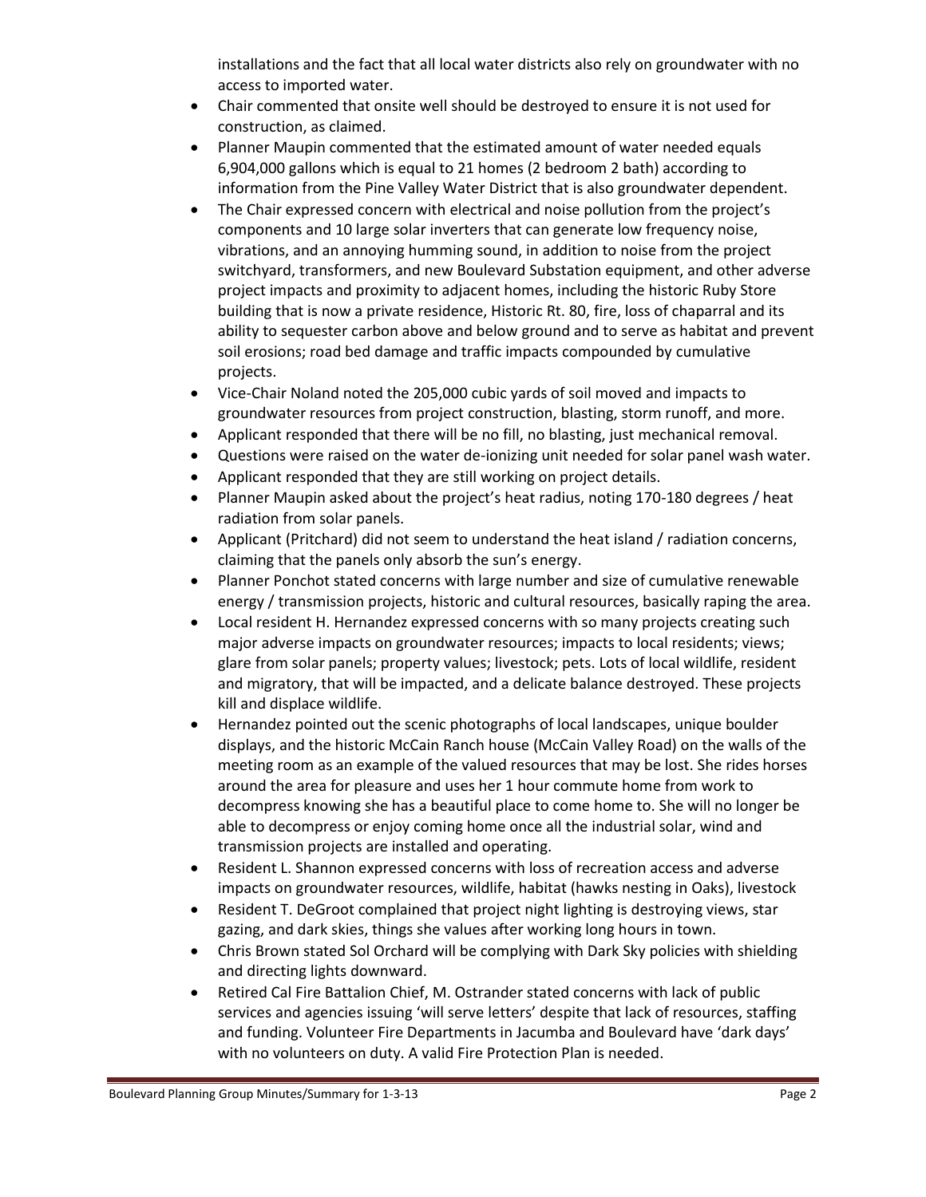installations and the fact that all local water districts also rely on groundwater with no access to imported water.

- Chair commented that onsite well should be destroyed to ensure it is not used for construction, as claimed.
- Planner Maupin commented that the estimated amount of water needed equals 6,904,000 gallons which is equal to 21 homes (2 bedroom 2 bath) according to information from the Pine Valley Water District that is also groundwater dependent.
- The Chair expressed concern with electrical and noise pollution from the project's components and 10 large solar inverters that can generate low frequency noise, vibrations, and an annoying humming sound, in addition to noise from the project switchyard, transformers, and new Boulevard Substation equipment, and other adverse project impacts and proximity to adjacent homes, including the historic Ruby Store building that is now a private residence, Historic Rt. 80, fire, loss of chaparral and its ability to sequester carbon above and below ground and to serve as habitat and prevent soil erosions; road bed damage and traffic impacts compounded by cumulative projects.
- Vice-Chair Noland noted the 205,000 cubic yards of soil moved and impacts to groundwater resources from project construction, blasting, storm runoff, and more.
- Applicant responded that there will be no fill, no blasting, just mechanical removal.
- Questions were raised on the water de-ionizing unit needed for solar panel wash water.
- Applicant responded that they are still working on project details.
- Planner Maupin asked about the project's heat radius, noting 170-180 degrees / heat radiation from solar panels.
- Applicant (Pritchard) did not seem to understand the heat island / radiation concerns, claiming that the panels only absorb the sun's energy.
- Planner Ponchot stated concerns with large number and size of cumulative renewable energy / transmission projects, historic and cultural resources, basically raping the area.
- Local resident H. Hernandez expressed concerns with so many projects creating such major adverse impacts on groundwater resources; impacts to local residents; views; glare from solar panels; property values; livestock; pets. Lots of local wildlife, resident and migratory, that will be impacted, and a delicate balance destroyed. These projects kill and displace wildlife.
- Hernandez pointed out the scenic photographs of local landscapes, unique boulder displays, and the historic McCain Ranch house (McCain Valley Road) on the walls of the meeting room as an example of the valued resources that may be lost. She rides horses around the area for pleasure and uses her 1 hour commute home from work to decompress knowing she has a beautiful place to come home to. She will no longer be able to decompress or enjoy coming home once all the industrial solar, wind and transmission projects are installed and operating.
- Resident L. Shannon expressed concerns with loss of recreation access and adverse impacts on groundwater resources, wildlife, habitat (hawks nesting in Oaks), livestock
- Resident T. DeGroot complained that project night lighting is destroying views, star gazing, and dark skies, things she values after working long hours in town.
- Chris Brown stated Sol Orchard will be complying with Dark Sky policies with shielding and directing lights downward.
- Retired Cal Fire Battalion Chief, M. Ostrander stated concerns with lack of public services and agencies issuing 'will serve letters' despite that lack of resources, staffing and funding. Volunteer Fire Departments in Jacumba and Boulevard have 'dark days' with no volunteers on duty. A valid Fire Protection Plan is needed.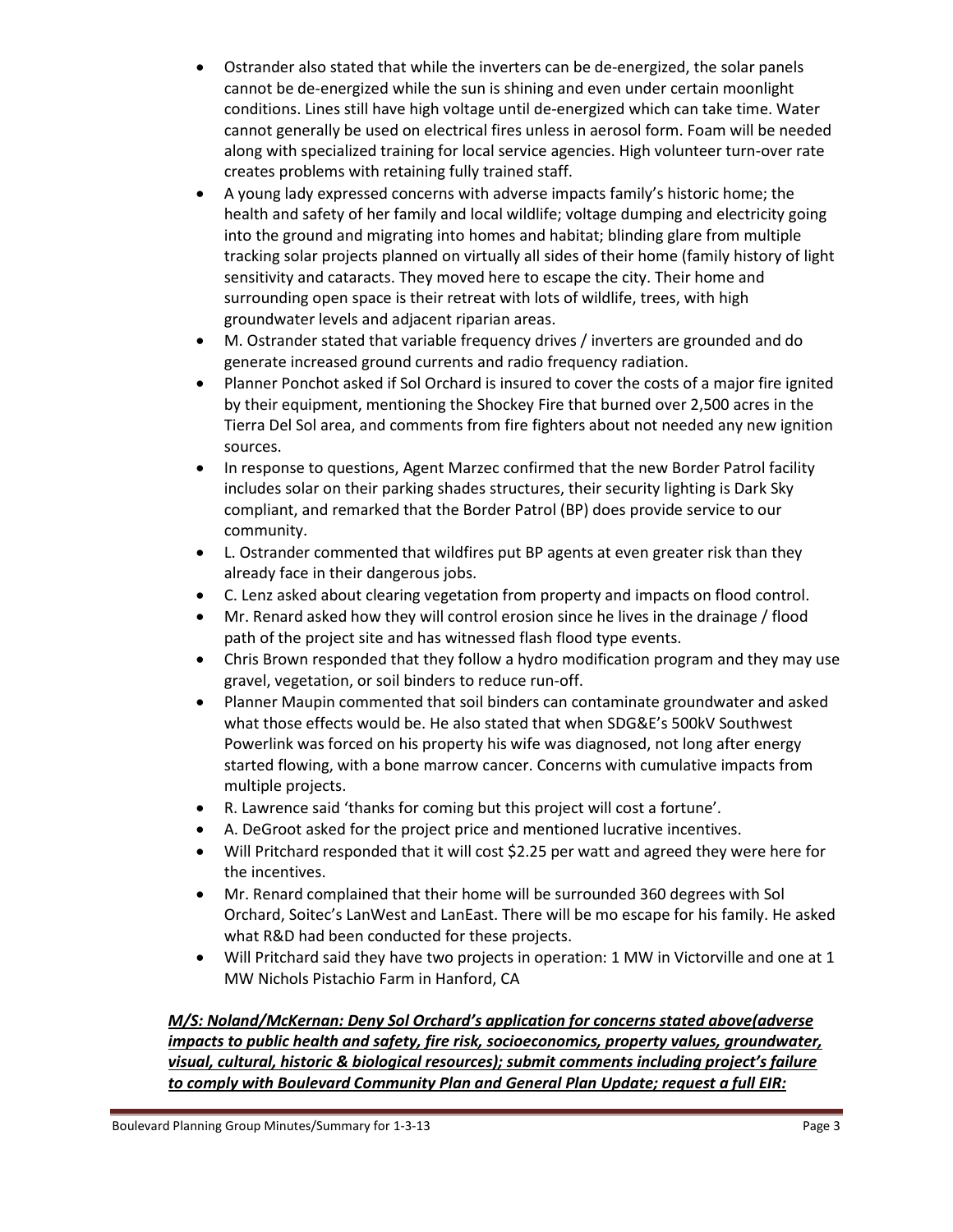- Ostrander also stated that while the inverters can be de-energized, the solar panels cannot be de-energized while the sun is shining and even under certain moonlight conditions. Lines still have high voltage until de-energized which can take time. Water cannot generally be used on electrical fires unless in aerosol form. Foam will be needed along with specialized training for local service agencies. High volunteer turn-over rate creates problems with retaining fully trained staff.
- A young lady expressed concerns with adverse impacts family's historic home; the health and safety of her family and local wildlife; voltage dumping and electricity going into the ground and migrating into homes and habitat; blinding glare from multiple tracking solar projects planned on virtually all sides of their home (family history of light sensitivity and cataracts. They moved here to escape the city. Their home and surrounding open space is their retreat with lots of wildlife, trees, with high groundwater levels and adjacent riparian areas.
- M. Ostrander stated that variable frequency drives / inverters are grounded and do generate increased ground currents and radio frequency radiation.
- Planner Ponchot asked if Sol Orchard is insured to cover the costs of a major fire ignited by their equipment, mentioning the Shockey Fire that burned over 2,500 acres in the Tierra Del Sol area, and comments from fire fighters about not needed any new ignition sources.
- In response to questions, Agent Marzec confirmed that the new Border Patrol facility includes solar on their parking shades structures, their security lighting is Dark Sky compliant, and remarked that the Border Patrol (BP) does provide service to our community.
- L. Ostrander commented that wildfires put BP agents at even greater risk than they already face in their dangerous jobs.
- C. Lenz asked about clearing vegetation from property and impacts on flood control.
- Mr. Renard asked how they will control erosion since he lives in the drainage / flood path of the project site and has witnessed flash flood type events.
- Chris Brown responded that they follow a hydro modification program and they may use gravel, vegetation, or soil binders to reduce run-off.
- Planner Maupin commented that soil binders can contaminate groundwater and asked what those effects would be. He also stated that when SDG&E's 500kV Southwest Powerlink was forced on his property his wife was diagnosed, not long after energy started flowing, with a bone marrow cancer. Concerns with cumulative impacts from multiple projects.
- R. Lawrence said 'thanks for coming but this project will cost a fortune'.
- A. DeGroot asked for the project price and mentioned lucrative incentives.
- Will Pritchard responded that it will cost $2.25 per watt and agreed they were here for the incentives.
- Mr. Renard complained that their home will be surrounded 360 degrees with Sol Orchard, Soitec's LanWest and LanEast. There will be mo escape for his family. He asked what R&D had been conducted for these projects.
- Will Pritchard said they have two projects in operation: 1 MW in Victorville and one at 1 MW Nichols Pistachio Farm in Hanford, CA

***M/S: Noland/McKernan: Deny Sol Orchard's application for concerns stated above(adverse impacts to public health and safety, fire risk, socioeconomics, property values, groundwater, visual, cultural, historic & biological resources); submit comments including project's failure to comply with Boulevard Community Plan and General Plan Update; request a full EIR:***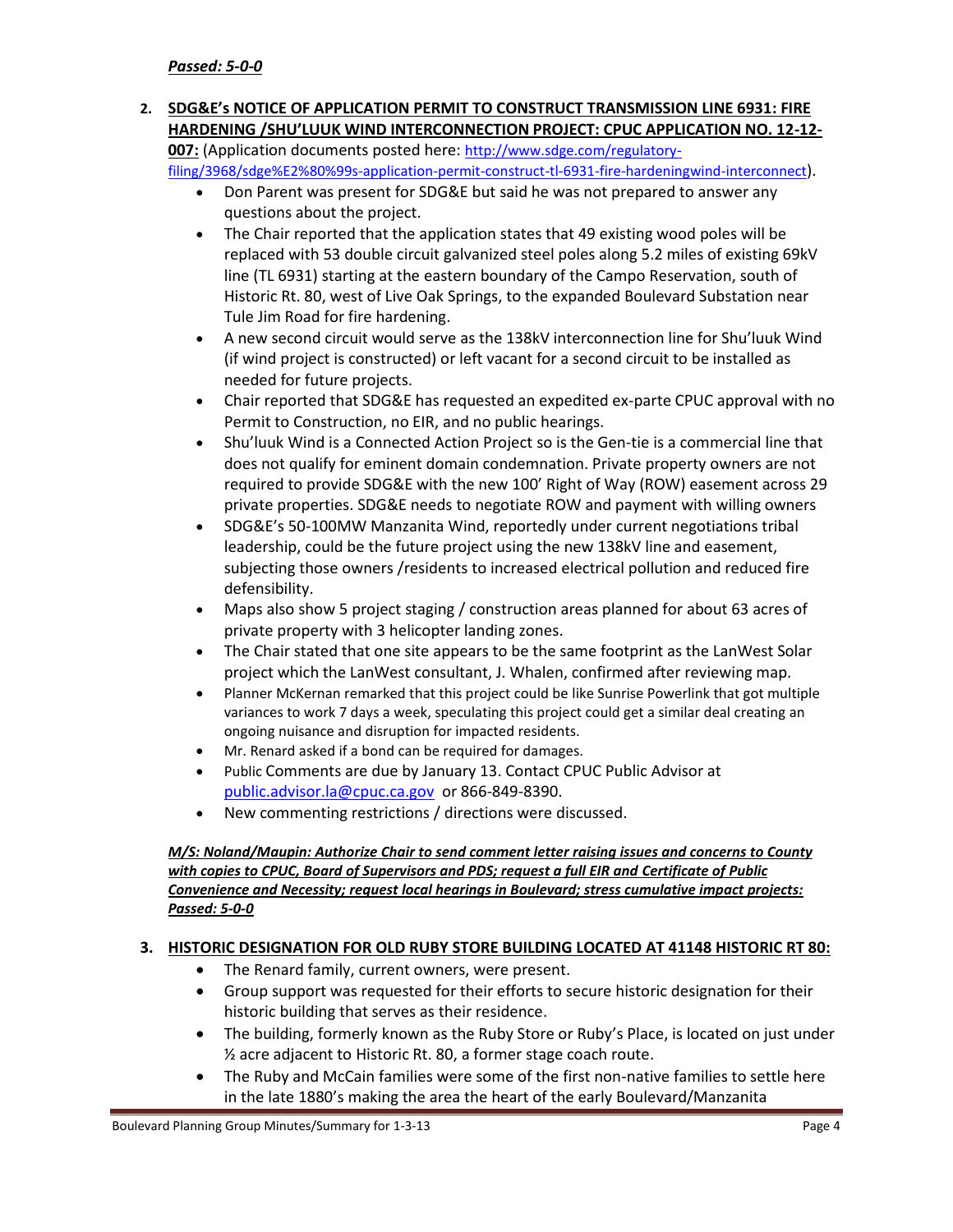***Passed: 5-0-0***

2. **SDG&E's NOTICE OF APPLICATION PERMIT TO CONSTRUCT TRANSMISSION LINE 6931: FIRE HARDENING /SHU'LUUK WIND INTERCONNECTION PROJECT: CPUC APPLICATION NO. 12-12-007:** (Application documents posted here: [http://www.sdge.com/regulatory-filing/3968/sdge%E2%80%99s-application-permit-construct-tl-6931-fire-hardeningwind-interconnect](http://www.sdge.com/regulatory-filing/3968/sdge%E2%80%99s-application-permit-construct-tl-6931-fire-hardeningwind-interconnect)).
   - Don Parent was present for SDG&E but said he was not prepared to answer any questions about the project.
   - The Chair reported that the application states that 49 existing wood poles will be replaced with 53 double circuit galvanized steel poles along 5.2 miles of existing 69kV line (TL 6931) starting at the eastern boundary of the Campo Reservation, south of Historic Rt. 80, west of Live Oak Springs, to the expanded Boulevard Substation near Tule Jim Road for fire hardening.
   - A new second circuit would serve as the 138kV interconnection line for Shu'luuk Wind (if wind project is constructed) or left vacant for a second circuit to be installed as needed for future projects.
   - Chair reported that SDG&E has requested an expedited ex-parte CPUC approval with no Permit to Construction, no EIR, and no public hearings.
   - Shu'luuk Wind is a Connected Action Project so is the Gen-tie is a commercial line that does not qualify for eminent domain condemnation. Private property owners are not required to provide SDG&E with the new 100' Right of Way (ROW) easement across 29 private properties. SDG&E needs to negotiate ROW and payment with willing owners
   - SDG&E's 50-100MW Manzanita Wind, reportedly under current negotiations tribal leadership, could be the future project using the new 138kV line and easement, subjecting those owners /residents to increased electrical pollution and reduced fire defensibility.
   - Maps also show 5 project staging / construction areas planned for about 63 acres of private property with 3 helicopter landing zones.
   - The Chair stated that one site appears to be the same footprint as the LanWest Solar project which the LanWest consultant, J. Whalen, confirmed after reviewing map.
   - Planner McKernan remarked that this project could be like Sunrise Powerlink that got multiple variances to work 7 days a week, speculating this project could get a similar deal creating an ongoing nuisance and disruption for impacted residents.
   - Mr. Renard asked if a bond can be required for damages.
   - Public Comments are due by January 13. Contact CPUC Public Advisor at [public.advisor.la@cpuc.ca.gov](mailto:public.advisor.la@cpuc.ca.gov) or 866-849-8390.
   - New commenting restrictions / directions were discussed.

***M/S: Noland/Maupin: Authorize Chair to send comment letter raising issues and concerns to County with copies to CPUC, Board of Supervisors and PDS; request a full EIR and Certificate of Public Convenience and Necessity; request local hearings in Boulevard; stress cumulative impact projects: Passed: 5-0-0***

3. **HISTORIC DESIGNATION FOR OLD RUBY STORE BUILDING LOCATED AT 41148 HISTORIC RT 80:**
   - The Renard family, current owners, were present.
   - Group support was requested for their efforts to secure historic designation for their historic building that serves as their residence.
   - The building, formerly known as the Ruby Store or Ruby's Place, is located on just under ½ acre adjacent to Historic Rt. 80, a former stage coach route.
   - The Ruby and McCain families were some of the first non-native families to settle here in the late 1880's making the area the heart of the early Boulevard/Manzanita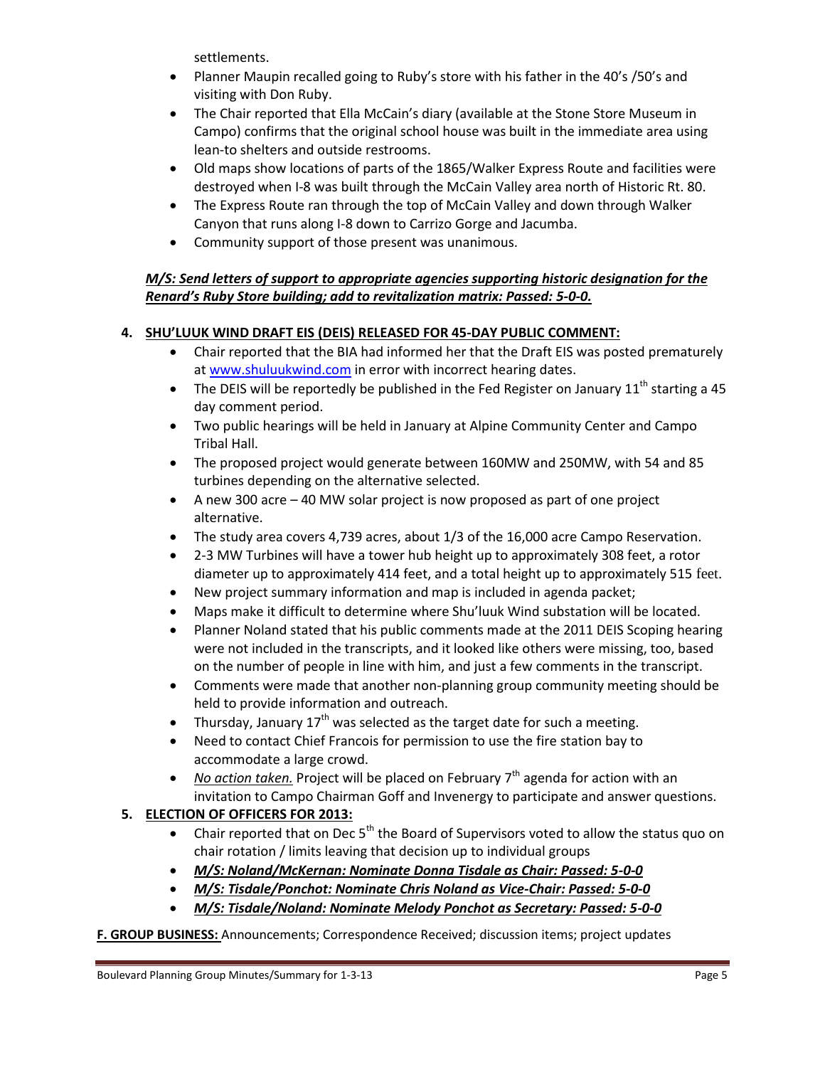settlements.

- Planner Maupin recalled going to Ruby's store with his father in the 40's /50's and visiting with Don Ruby.
- The Chair reported that Ella McCain's diary (available at the Stone Store Museum in Campo) confirms that the original school house was built in the immediate area using lean-to shelters and outside restrooms.
- Old maps show locations of parts of the 1865/Walker Express Route and facilities were destroyed when I-8 was built through the McCain Valley area north of Historic Rt. 80.
- The Express Route ran through the top of McCain Valley and down through Walker Canyon that runs along I-8 down to Carrizo Gorge and Jacumba.
- Community support of those present was unanimous.

***M/S: Send letters of support to appropriate agencies supporting historic designation for the Renard's Ruby Store building; add to revitalization matrix: Passed: 5-0-0.***

**4. SHU'LUUK WIND DRAFT EIS (DEIS) RELEASED FOR 45-DAY PUBLIC COMMENT:**

- Chair reported that the BIA had informed her that the Draft EIS was posted prematurely at www.shuluukwind.com in error with incorrect hearing dates.
- The DEIS will be reportedly be published in the Fed Register on January 11th starting a 45 day comment period.
- Two public hearings will be held in January at Alpine Community Center and Campo Tribal Hall.
- The proposed project would generate between 160MW and 250MW, with 54 and 85 turbines depending on the alternative selected.
- A new 300 acre – 40 MW solar project is now proposed as part of one project alternative.
- The study area covers 4,739 acres, about 1/3 of the 16,000 acre Campo Reservation.
- 2-3 MW Turbines will have a tower hub height up to approximately 308 feet, a rotor diameter up to approximately 414 feet, and a total height up to approximately 515 feet.
- New project summary information and map is included in agenda packet;
- Maps make it difficult to determine where Shu'luuk Wind substation will be located.
- Planner Noland stated that his public comments made at the 2011 DEIS Scoping hearing were not included in the transcripts, and it looked like others were missing, too, based on the number of people in line with him, and just a few comments in the transcript.
- Comments were made that another non-planning group community meeting should be held to provide information and outreach.
- Thursday, January 17th was selected as the target date for such a meeting.
- Need to contact Chief Francois for permission to use the fire station bay to accommodate a large crowd.
- *No action taken.* Project will be placed on February 7th agenda for action with an invitation to Campo Chairman Goff and Invenergy to participate and answer questions.

**5. ELECTION OF OFFICERS FOR 2013:**

- Chair reported that on Dec 5th the Board of Supervisors voted to allow the status quo on chair rotation / limits leaving that decision up to individual groups
- ***M/S: Noland/McKernan: Nominate Donna Tisdale as Chair: Passed: 5-0-0***
- ***M/S: Tisdale/Ponchot: Nominate Chris Noland as Vice-Chair: Passed: 5-0-0***
- ***M/S: Tisdale/Noland: Nominate Melody Ponchot as Secretary: Passed: 5-0-0***

**F. GROUP BUSINESS:** Announcements; Correspondence Received; discussion items; project updates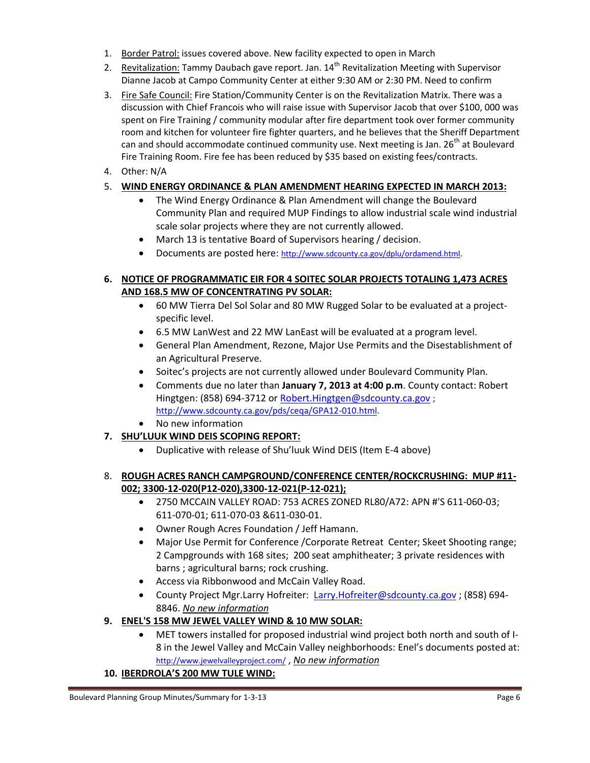1. Border Patrol: issues covered above. New facility expected to open in March
2. Revitalization: Tammy Daubach gave report. Jan. 14th Revitalization Meeting with Supervisor Dianne Jacob at Campo Community Center at either 9:30 AM or 2:30 PM. Need to confirm
3. Fire Safe Council: Fire Station/Community Center is on the Revitalization Matrix. There was a discussion with Chief Francois who will raise issue with Supervisor Jacob that over $100, 000 was spent on Fire Training / community modular after fire department took over former community room and kitchen for volunteer fire fighter quarters, and he believes that the Sheriff Department can and should accommodate continued community use. Next meeting is Jan. 26th at Boulevard Fire Training Room. Fire fee has been reduced by $35 based on existing fees/contracts.
4. Other: N/A
5. **WIND ENERGY ORDINANCE & PLAN AMENDMENT HEARING EXPECTED IN MARCH 2013:**
   - The Wind Energy Ordinance & Plan Amendment will change the Boulevard Community Plan and required MUP Findings to allow industrial scale wind industrial scale solar projects where they are not currently allowed.
   - March 13 is tentative Board of Supervisors hearing / decision.
   - Documents are posted here: http://www.sdcounty.ca.gov/dplu/ordamend.html.
6. **NOTICE OF PROGRAMMATIC EIR FOR 4 SOITEC SOLAR PROJECTS TOTALING 1,473 ACRES AND 168.5 MW OF CONCENTRATING PV SOLAR:**
   - 60 MW Tierra Del Sol Solar and 80 MW Rugged Solar to be evaluated at a project-specific level.
   - 6.5 MW LanWest and 22 MW LanEast will be evaluated at a program level.
   - General Plan Amendment, Rezone, Major Use Permits and the Disestablishment of an Agricultural Preserve.
   - Soitec's projects are not currently allowed under Boulevard Community Plan.
   - Comments due no later than **January 7, 2013 at 4:00 p.m**. County contact: Robert Hingtgen: (858) 694-3712 or Robert.Hingtgen@sdcounty.ca.gov ; http://www.sdcounty.ca.gov/pds/ceqa/GPA12-010.html.
   - No new information
7. **SHU'LUUK WIND DEIS SCOPING REPORT:**
   - Duplicative with release of Shu'luuk Wind DEIS (Item E-4 above)
8. **ROUGH ACRES RANCH CAMPGROUND/CONFERENCE CENTER/ROCKCRUSHING: MUP #11-002; 3300-12-020(P12-020),3300-12-021(P-12-021);**
   - 2750 MCCAIN VALLEY ROAD: 753 ACRES ZONED RL80/A72: APN #'S 611-060-03; 611-070-01; 611-070-03 &611-030-01.
   - Owner Rough Acres Foundation / Jeff Hamann.
   - Major Use Permit for Conference /Corporate Retreat Center; Skeet Shooting range; 2 Campgrounds with 168 sites; 200 seat amphitheater; 3 private residences with barns ; agricultural barns; rock crushing.
   - Access via Ribbonwood and McCain Valley Road.
   - County Project Mgr.Larry Hofreiter: Larry.Hofreiter@sdcounty.ca.gov ; (858) 694-8846. ***No new information***
9. **ENEL'S 158 MW JEWEL VALLEY WIND & 10 MW SOLAR:**
   - MET towers installed for proposed industrial wind project both north and south of I-8 in the Jewel Valley and McCain Valley neighborhoods: Enel's documents posted at: http://www.jewelvalleyproject.com/ , ***No new information***
10. **IBERDROLA'S 200 MW TULE WIND:**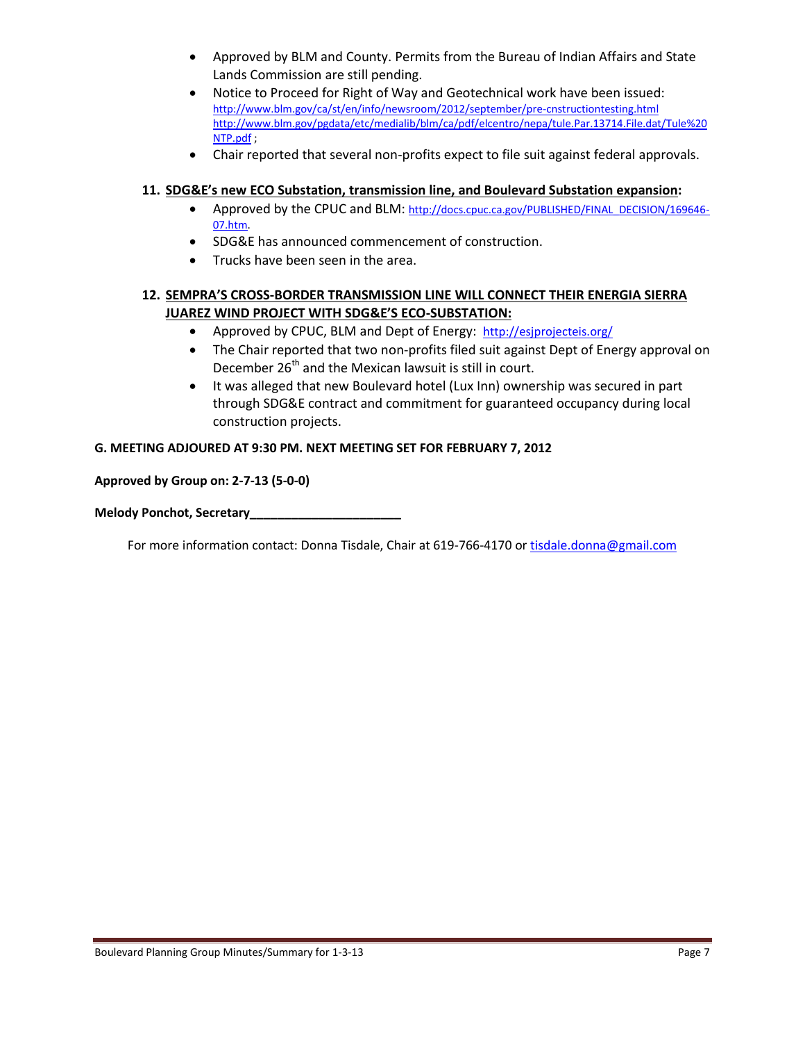- Approved by BLM and County. Permits from the Bureau of Indian Affairs and State Lands Commission are still pending.
- Notice to Proceed for Right of Way and Geotechnical work have been issued: http://www.blm.gov/ca/st/en/info/newsroom/2012/september/pre-cnstructiontesting.html http://www.blm.gov/pgdata/etc/medialib/blm/ca/pdf/elcentro/nepa/tule.Par.13714.File.dat/Tule%20NTP.pdf ;
- Chair reported that several non-profits expect to file suit against federal approvals.

**11. <u>SDG&E's new ECO Substation, transmission line, and Boulevard Substation expansion</u>:**

- Approved by the CPUC and BLM: http://docs.cpuc.ca.gov/PUBLISHED/FINAL_DECISION/169646-07.htm.
- SDG&E has announced commencement of construction.
- Trucks have been seen in the area.

**12. <u>SEMPRA'S CROSS-BORDER TRANSMISSION LINE WILL CONNECT THEIR ENERGIA SIERRA JUAREZ WIND PROJECT WITH SDG&E'S ECO-SUBSTATION:</u>**

- Approved by CPUC, BLM and Dept of Energy: http://esjprojecteis.org/
- The Chair reported that two non-profits filed suit against Dept of Energy approval on December 26th and the Mexican lawsuit is still in court.
- It was alleged that new Boulevard hotel (Lux Inn) ownership was secured in part through SDG&E contract and commitment for guaranteed occupancy during local construction projects.

**G. MEETING ADJOURED AT 9:30 PM. NEXT MEETING SET FOR FEBRUARY 7, 2012**

**Approved by Group on: 2-7-13 (5-0-0)**

**Melody Ponchot, Secretary______________________**

For more information contact: Donna Tisdale, Chair at 619-766-4170 or tisdale.donna@gmail.com